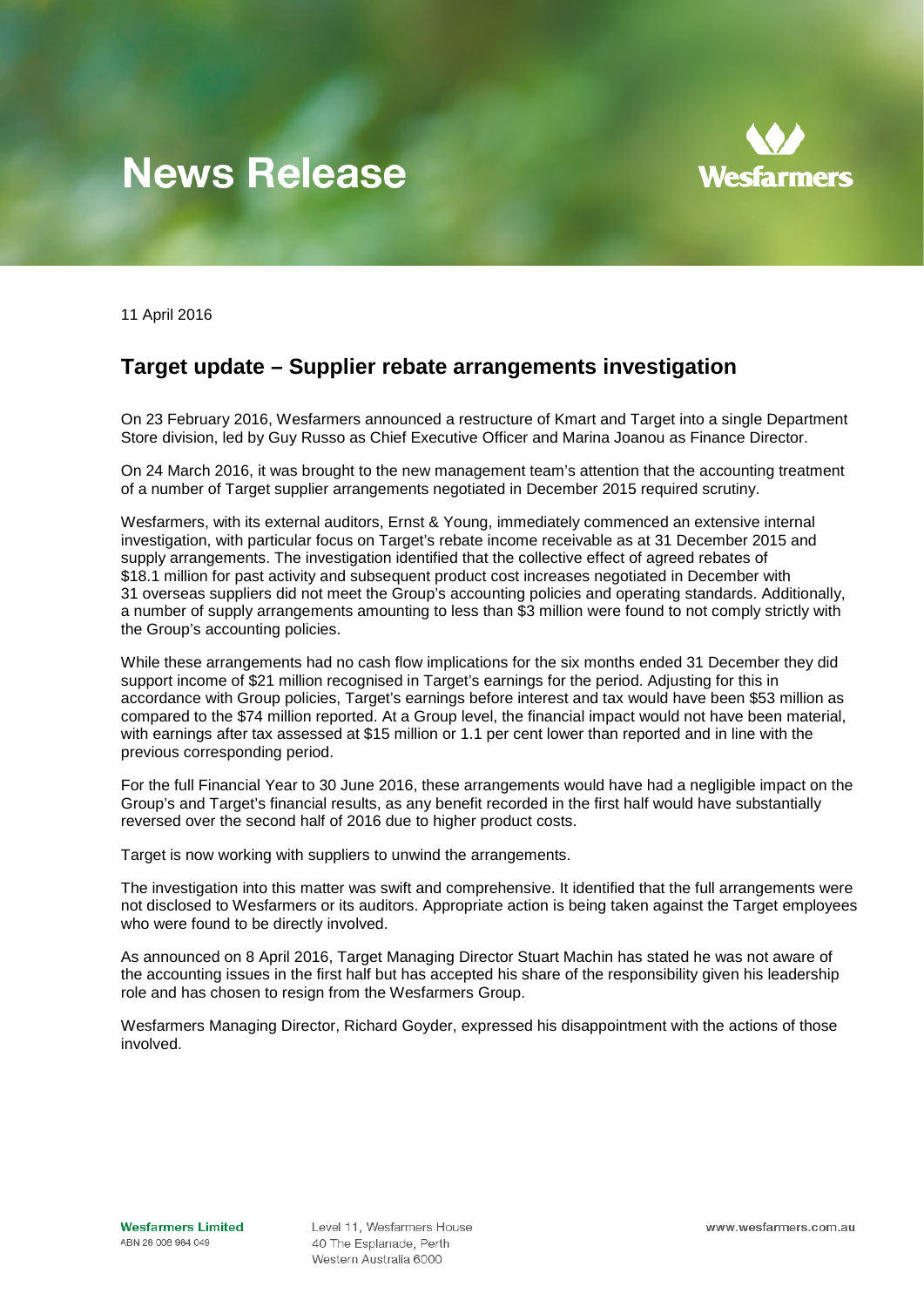# News Release

Wesfarmers

11 April 2016

## Target update – Supplier rebate arrangements investigation

On 23 February 2016, Wesfarmers announced a restructure of Kmart and Target into a single Department Store division, led by Guy Russo as Chief Executive Officer and Marina Joanou as Finance Director.

On 24 March 2016, it was brought to the new management team's attention that the accounting treatment of a number of Target supplier arrangements negotiated in December 2015 required scrutiny.

Wesfarmers, with its external auditors, Ernst & Young, immediately commenced an extensive internal investigation, with particular focus on Target's rebate income receivable as at 31 December 2015 and supply arrangements. The investigation identified that the collective effect of agreed rebates of $18.1 million for past activity and subsequent product cost increases negotiated in December with 31 overseas suppliers did not meet the Group's accounting policies and operating standards. Additionally, a number of supply arrangements amounting to less than $3 million were found to not comply strictly with the Group's accounting policies.

While these arrangements had no cash flow implications for the six months ended 31 December they did support income of $21 million recognised in Target's earnings for the period. Adjusting for this in accordance with Group policies, Target's earnings before interest and tax would have been $53 million as compared to the $74 million reported. At a Group level, the financial impact would not have been material, with earnings after tax assessed at $15 million or 1.1 per cent lower than reported and in line with the previous corresponding period.

For the full Financial Year to 30 June 2016, these arrangements would have had a negligible impact on the Group's and Target's financial results, as any benefit recorded in the first half would have substantially reversed over the second half of 2016 due to higher product costs.

Target is now working with suppliers to unwind the arrangements.

The investigation into this matter was swift and comprehensive. It identified that the full arrangements were not disclosed to Wesfarmers or its auditors. Appropriate action is being taken against the Target employees who were found to be directly involved.

As announced on 8 April 2016, Target Managing Director Stuart Machin has stated he was not aware of the accounting issues in the first half but has accepted his share of the responsibility given his leadership role and has chosen to resign from the Wesfarmers Group.

Wesfarmers Managing Director, Richard Goyder, expressed his disappointment with the actions of those involved.

**Wesfarmers Limited**
ABN 28 008 984 049

Level 11, Wesfarmers House
40 The Esplanade, Perth
Western Australia 6000

www.wesfarmers.com.au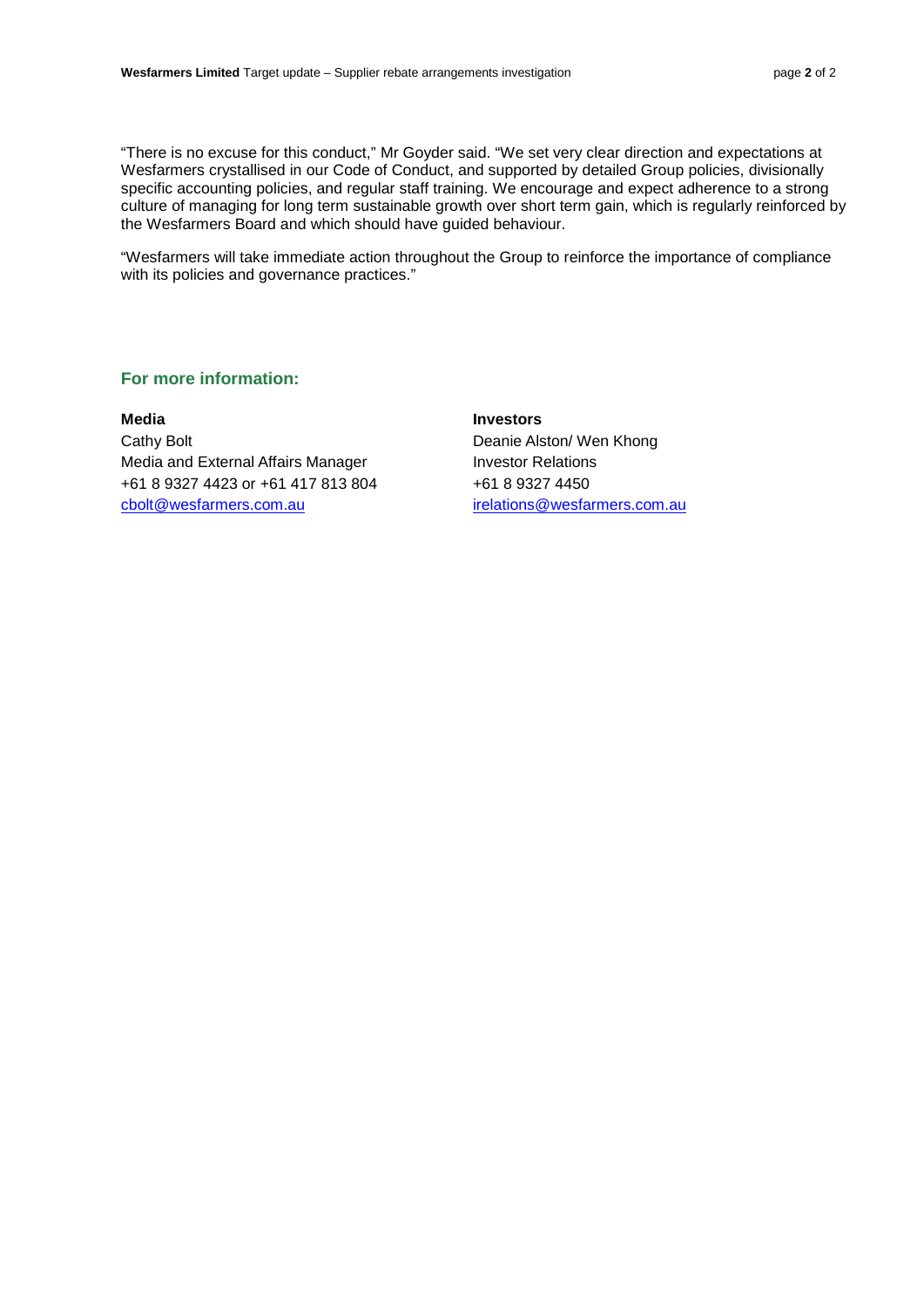"There is no excuse for this conduct," Mr Goyder said. "We set very clear direction and expectations at Wesfarmers crystallised in our Code of Conduct, and supported by detailed Group policies, divisionally specific accounting policies, and regular staff training. We encourage and expect adherence to a strong culture of managing for long term sustainable growth over short term gain, which is regularly reinforced by the Wesfarmers Board and which should have guided behaviour.

"Wesfarmers will take immediate action throughout the Group to reinforce the importance of compliance with its policies and governance practices."

## For more information:

**Media**
Cathy Bolt
Media and External Affairs Manager
+61 8 9327 4423 or +61 417 813 804
cbolt@wesfarmers.com.au

**Investors**
Deanie Alston/ Wen Khong
Investor Relations
+61 8 9327 4450
irelations@wesfarmers.com.au